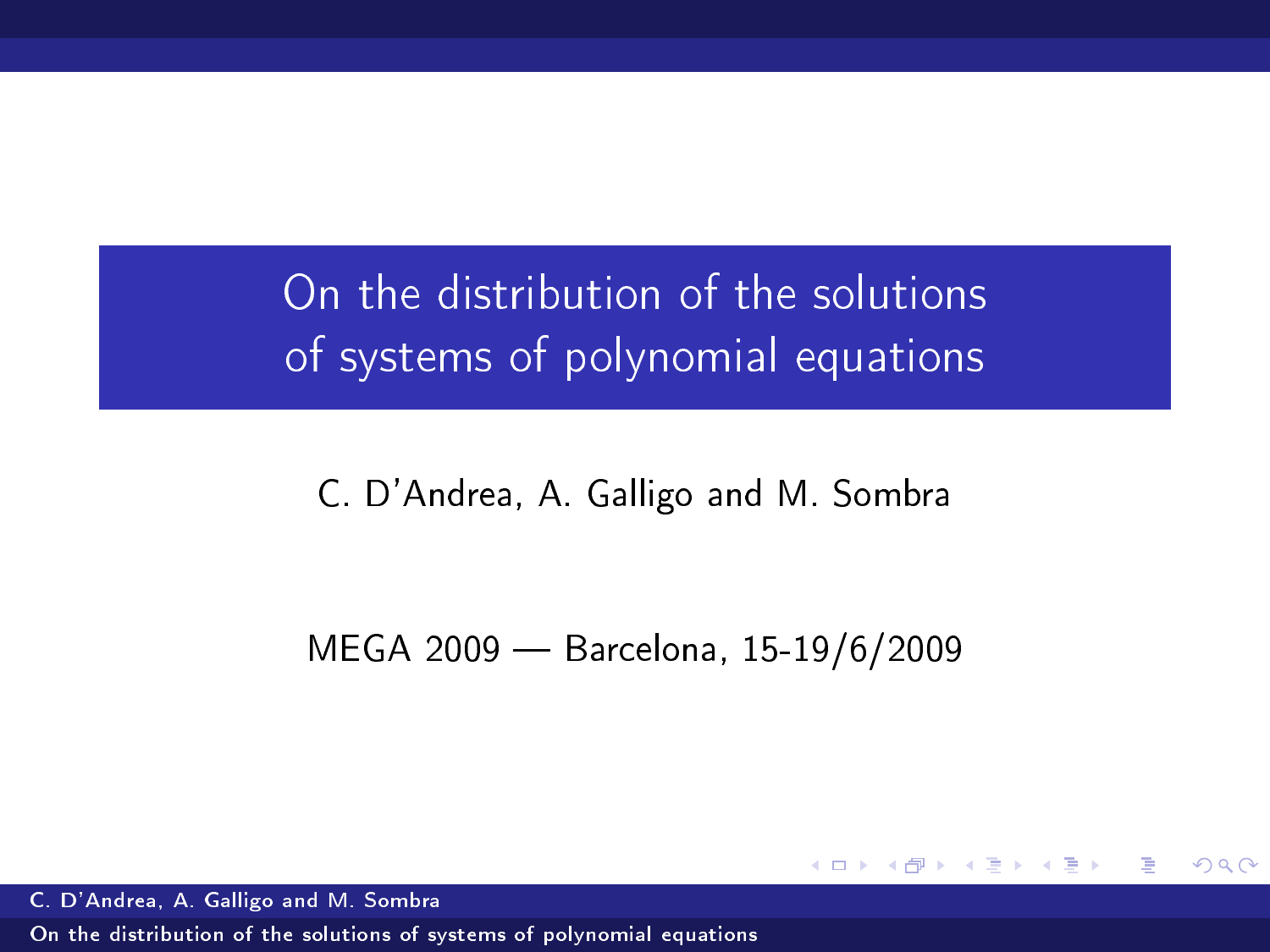# On the distribution of the solutions of systems of polynomial equations

C. D'Andrea, A. Galligo and M. Sombra

MEGA 2009 — Barcelona, 15-19/6/2009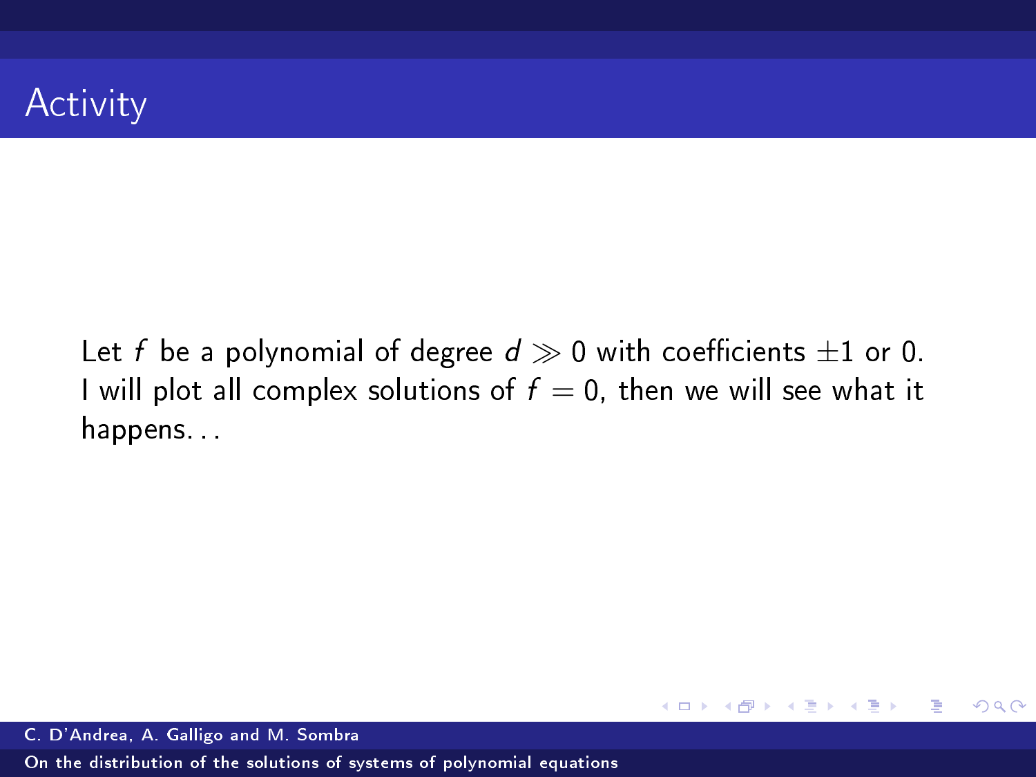# Activity

Let $f$ be a polynomial of degree $d \gg 0$ with coefficients $\pm 1$ or 0. I will plot all complex solutions of $f = 0$, then we will see what it happens. . .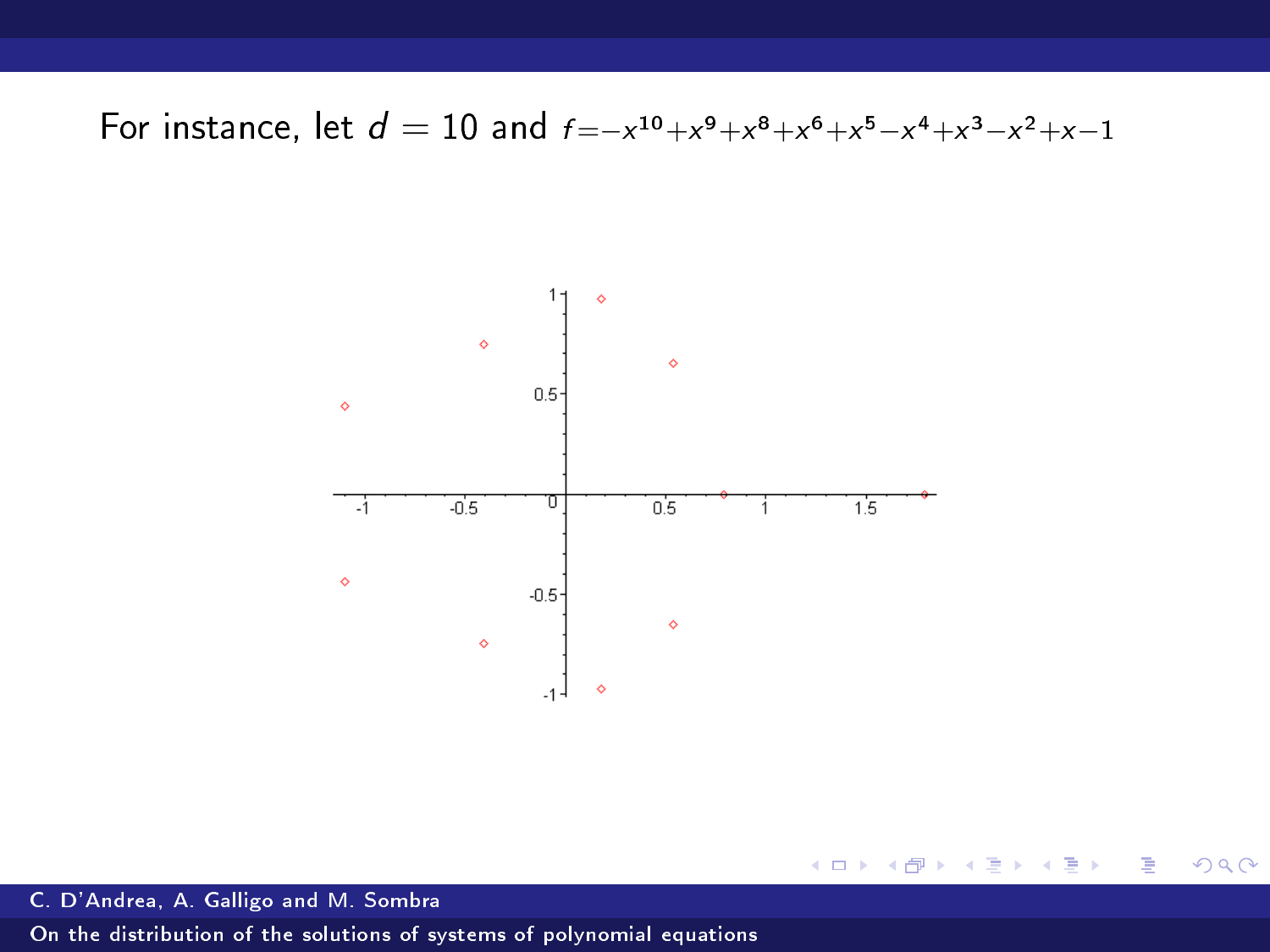For instance, let $d = 10$ and $f = -x^{10} + x^9 + x^8 + x^6 + x^5 - x^4 + x^3 - x^2 + x - 1$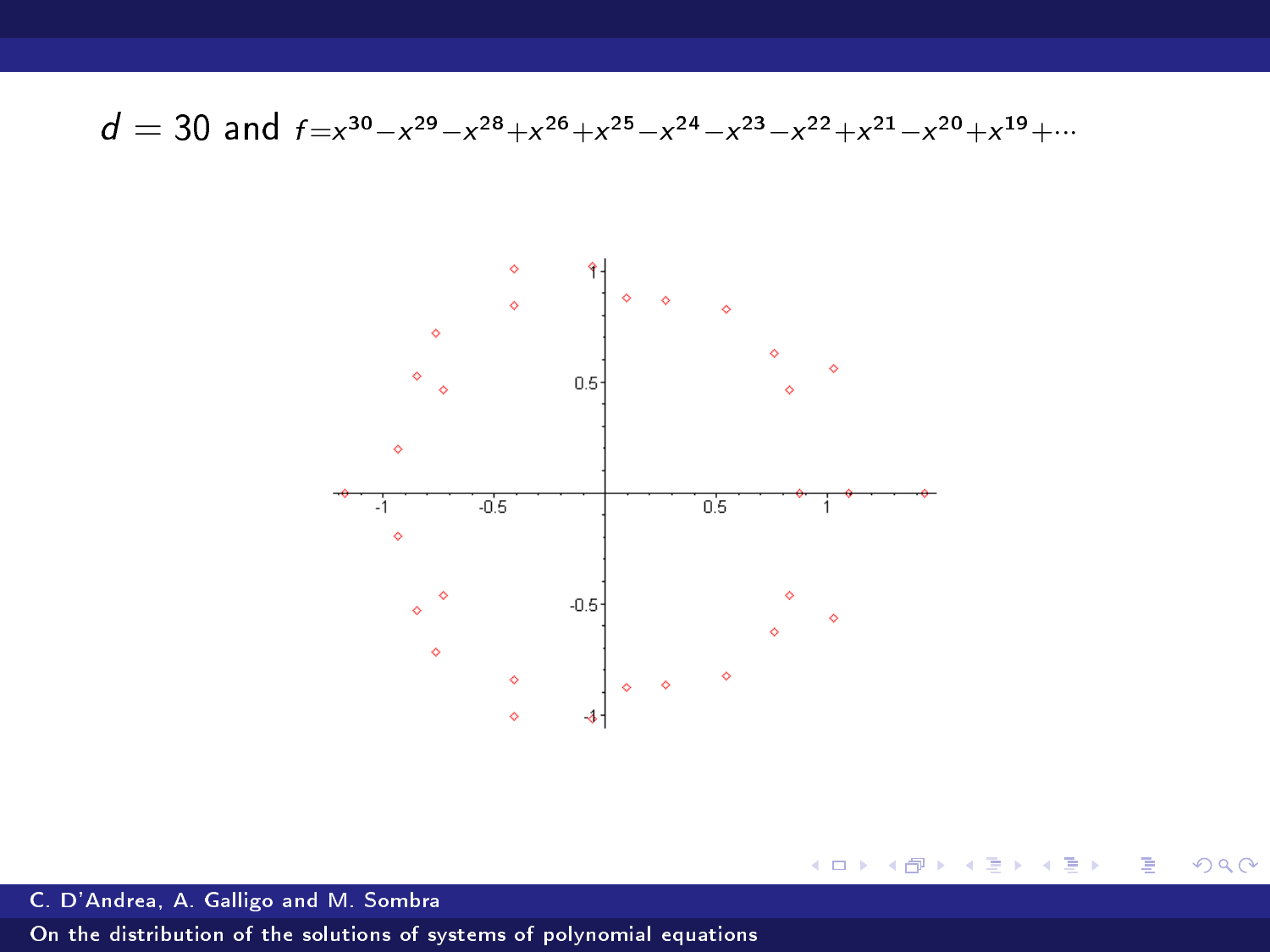$d = 30$ and $f = x^{30} - x^{29} - x^{28} + x^{26} + x^{25} - x^{24} - x^{23} - x^{22} + x^{21} - x^{20} + x^{19} + \cdots$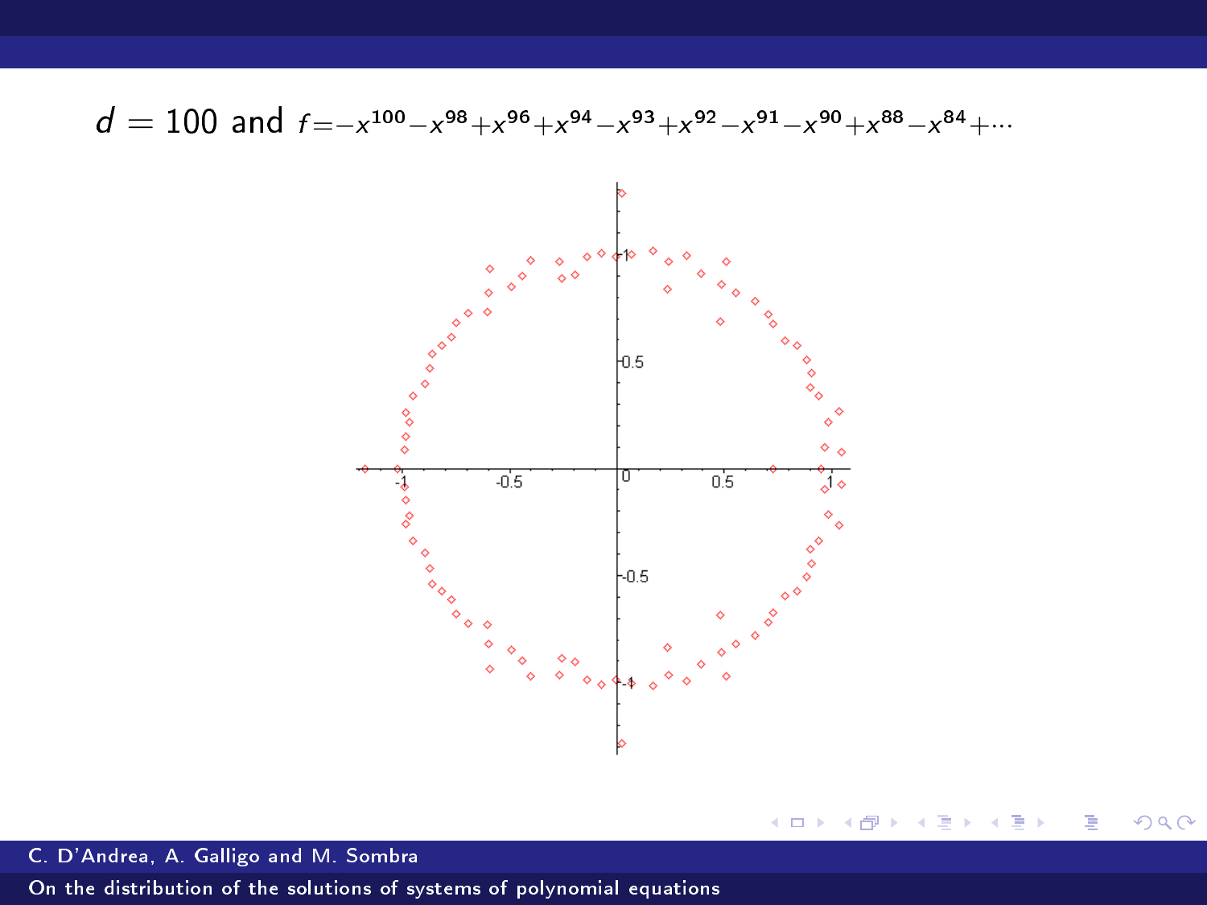$d = 100$ and $f = -x^{100} - x^{98} + x^{96} + x^{94} - x^{93} + x^{92} - x^{91} - x^{90} + x^{88} - x^{84} + \cdots$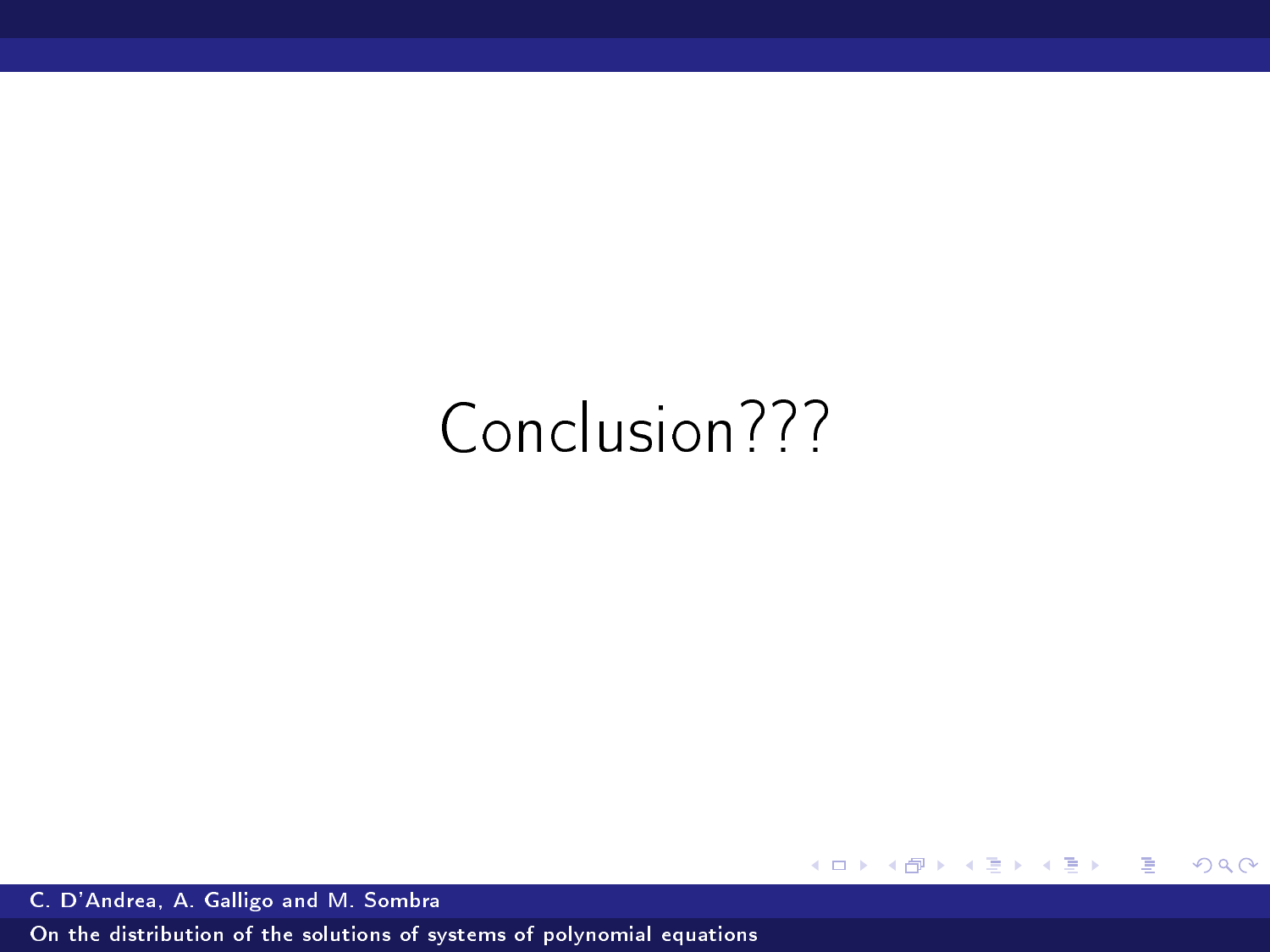# Conclusion???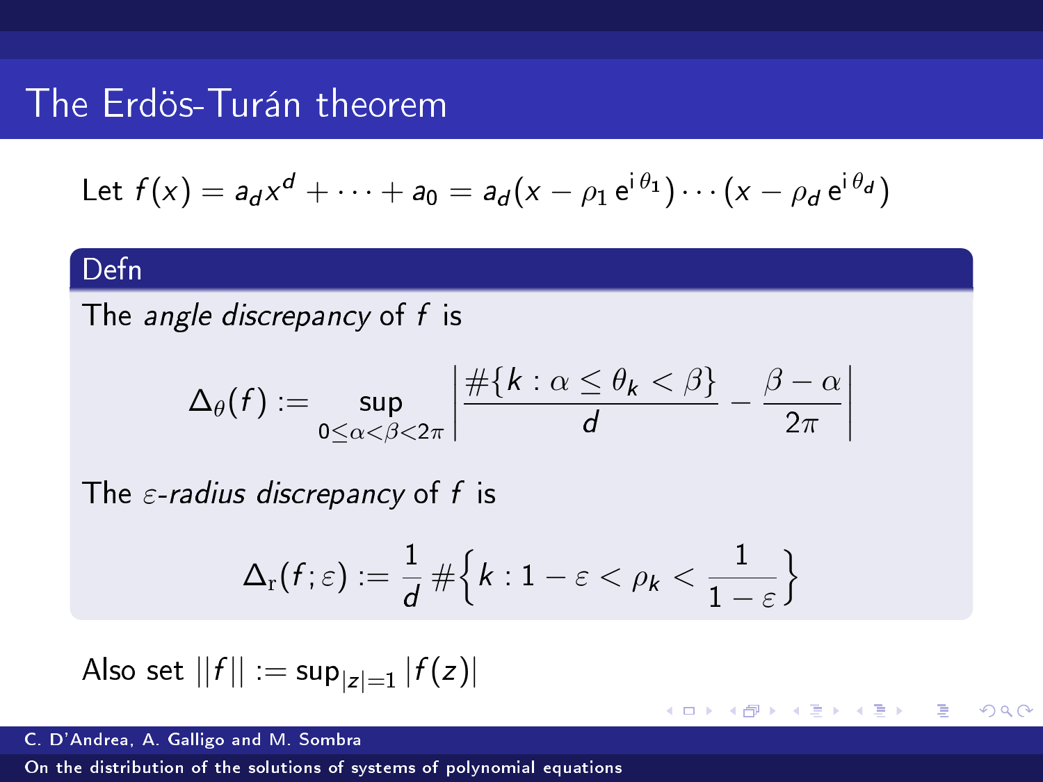# The Erdös-Turán theorem

Let $f(x) = a_d x^d + \cdots + a_0 = a_d(x - \rho_1 \, \mathrm{e}^{\mathrm{i}\,\theta_1}) \cdots (x - \rho_d \, \mathrm{e}^{\mathrm{i}\,\theta_d})$

**Defn**

The *angle discrepancy* of $f$ is

$$\Delta_\theta(f) := \sup_{0 \le \alpha < \beta < 2\pi} \left| \frac{\#\{k : \alpha \le \theta_k < \beta\}}{d} - \frac{\beta - \alpha}{2\pi} \right|$$

The $\varepsilon$*-radius discrepancy* of $f$ is

$$\Delta_{\mathrm{r}}(f; \varepsilon) := \frac{1}{d} \, \#\left\{ k : 1 - \varepsilon < \rho_k < \frac{1}{1 - \varepsilon} \right\}$$

Also set $||f|| := \sup_{|z|=1} |f(z)|$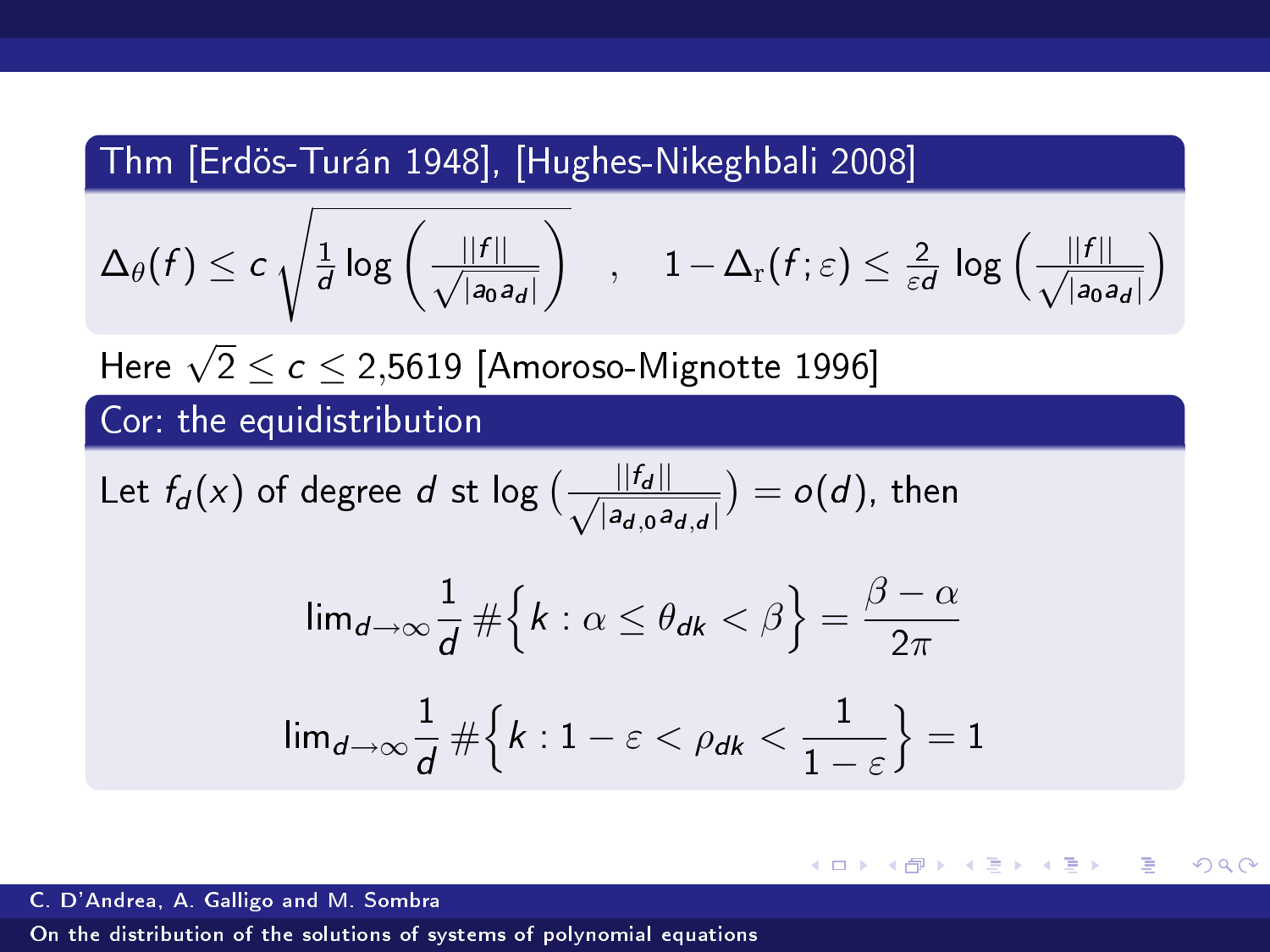## Thm [Erdös-Turán 1948], [Hughes-Nikeghbali 2008]

$$\Delta_\theta(f) \leq c\sqrt{\frac{1}{d}\log\left(\frac{||f||}{\sqrt{|a_0 a_d|}}\right)} \quad , \quad 1-\Delta_{\mathrm{r}}(f;\varepsilon) \leq \frac{2}{\varepsilon d}\log\left(\frac{||f||}{\sqrt{|a_0 a_d|}}\right)$$

Here $\sqrt{2} \leq c \leq 2{,}5619$ [Amoroso-Mignotte 1996]

## Cor: the equidistribution

Let $f_d(x)$ of degree $d$ st $\log\left(\frac{||f_d||}{\sqrt{|a_{d,0}a_{d,d}|}}\right) = o(d)$, then

$$\lim_{d\to\infty}\frac{1}{d}\#\Big\{k : \alpha \leq \theta_{dk} < \beta\Big\} = \frac{\beta-\alpha}{2\pi}$$

$$\lim_{d\to\infty}\frac{1}{d}\#\Big\{k : 1-\varepsilon < \rho_{dk} < \frac{1}{1-\varepsilon}\Big\} = 1$$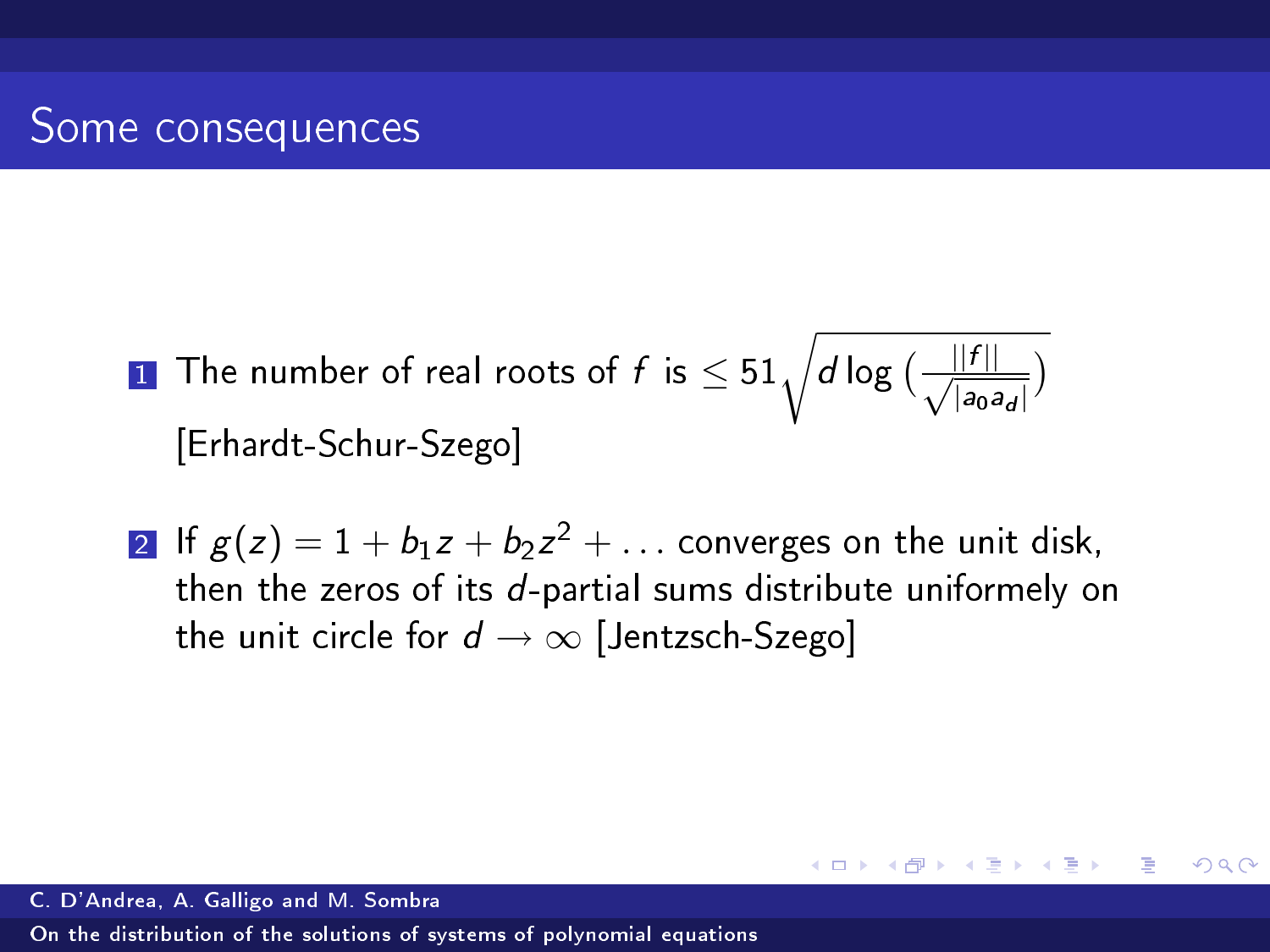# Some consequences

1. The number of real roots of $f$ is $\leq 51\sqrt{d \log\left(\frac{||f||}{\sqrt{|a_0 a_d|}}\right)}$ [Erhardt-Schur-Szego]

2. If $g(z) = 1 + b_1 z + b_2 z^2 + \ldots$ converges on the unit disk, then the zeros of its $d$-partial sums distribute uniformely on the unit circle for $d \to \infty$ [Jentzsch-Szego]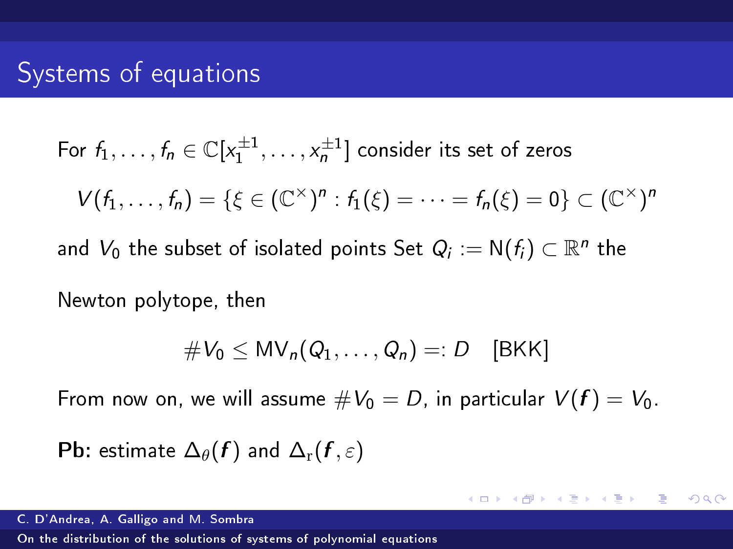# Systems of equations

For $f_1, \ldots, f_n \in \mathbb{C}[x_1^{\pm 1}, \ldots, x_n^{\pm 1}]$ consider its set of zeros

$$V(f_1, \ldots, f_n) = \{\xi \in (\mathbb{C}^\times)^n : f_1(\xi) = \cdots = f_n(\xi) = 0\} \subset (\mathbb{C}^\times)^n$$

and $V_0$ the subset of isolated points Set $Q_i := \mathrm{N}(f_i) \subset \mathbb{R}^n$ the

Newton polytope, then

$$\#V_0 \leq \mathrm{MV}_n(Q_1, \ldots, Q_n) =: D \quad \text{[BKK]}$$

From now on, we will assume $\#V_0 = D$, in particular $V(\boldsymbol{f}) = V_0$.

**Pb:** estimate $\Delta_\theta(\boldsymbol{f})$ and $\Delta_{\mathrm{r}}(\boldsymbol{f}, \varepsilon)$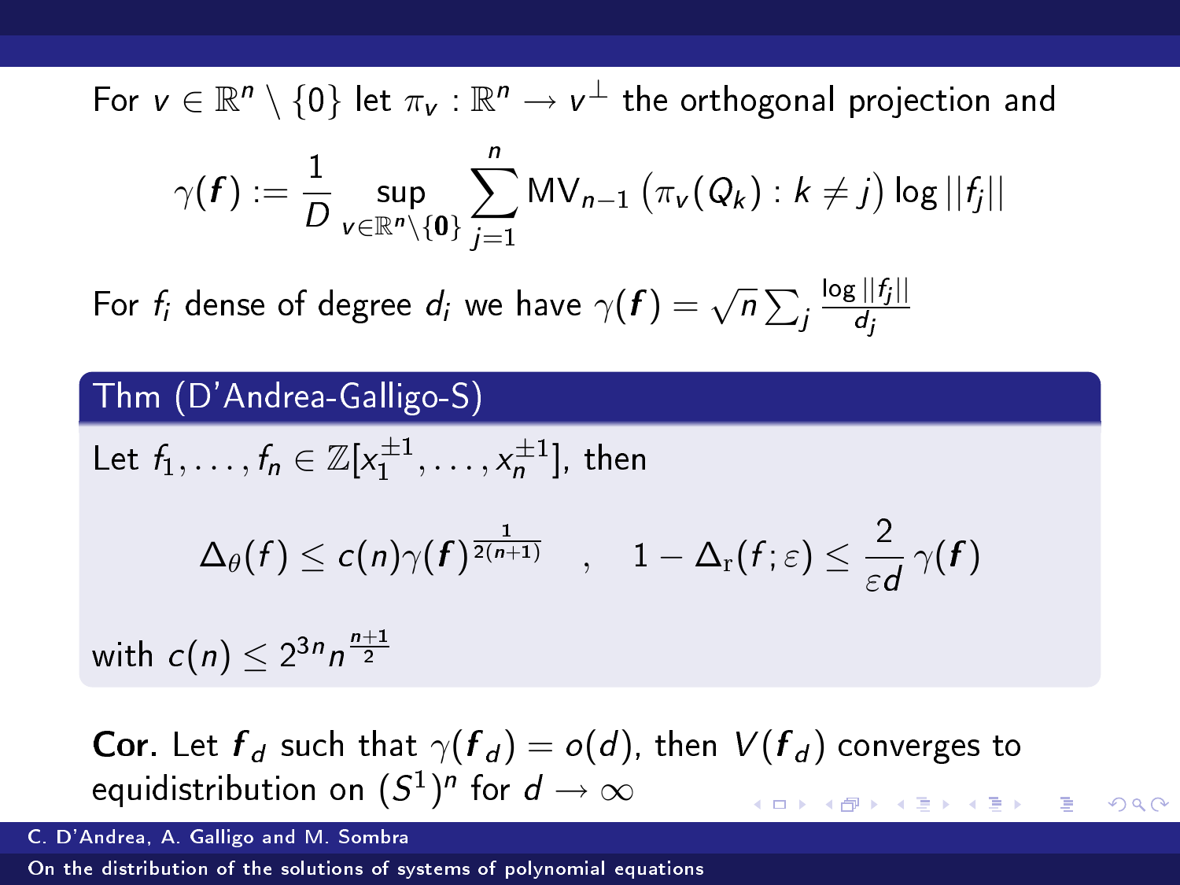For $v \in \mathbb{R}^n \setminus \{0\}$ let $\pi_v : \mathbb{R}^n \to v^\perp$ the orthogonal projection and

$$\gamma(\boldsymbol{f}) := \frac{1}{D} \sup_{v \in \mathbb{R}^n \setminus \{\boldsymbol{0}\}} \sum_{j=1}^{n} \mathrm{MV}_{n-1}\left(\pi_v(Q_k) : k \neq j\right) \log ||f_j||$$

For $f_i$ dense of degree $d_i$ we have $\gamma(\boldsymbol{f}) = \sqrt{n} \sum_j \frac{\log ||f_j||}{d_j}$

**Thm (D'Andrea-Galligo-S)**

Let $f_1, \dots, f_n \in \mathbb{Z}[x_1^{\pm 1}, \dots, x_n^{\pm 1}]$, then

$$\Delta_\theta(f) \leq c(n) \gamma(\boldsymbol{f})^{\frac{1}{2(n+1)}} \quad , \quad 1 - \Delta_{\mathrm{r}}(f; \varepsilon) \leq \frac{2}{\varepsilon d} \gamma(\boldsymbol{f})$$

with $c(n) \leq 2^{3n} n^{\frac{n+1}{2}}$

**Cor.** Let $\boldsymbol{f}_d$ such that $\gamma(\boldsymbol{f}_d) = o(d)$, then $V(\boldsymbol{f}_d)$ converges to equidistribution on $(S^1)^n$ for $d \to \infty$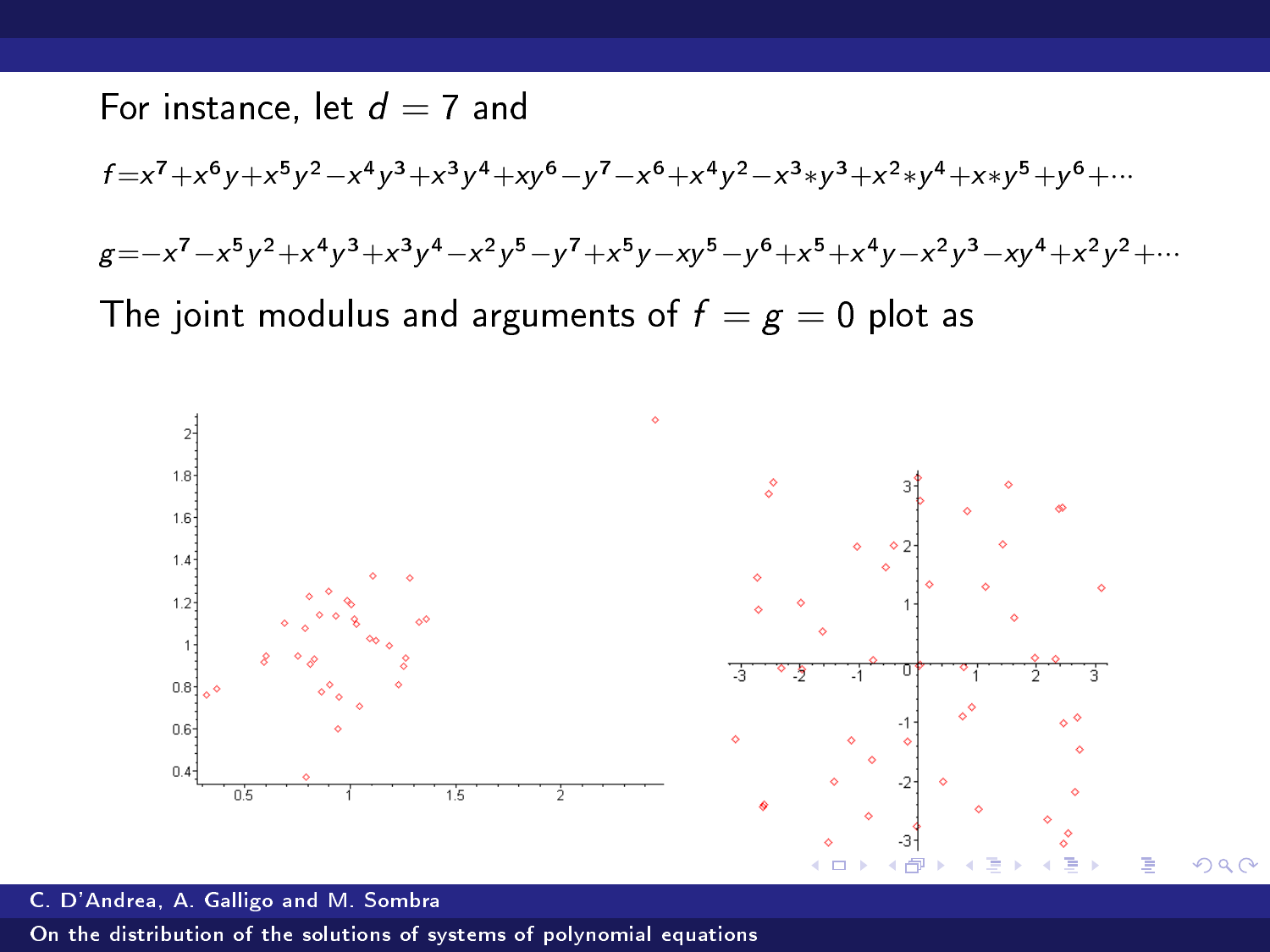For instance, let $d = 7$ and

$$f = x^7 + x^6y + x^5y^2 - x^4y^3 + x^3y^4 + xy^6 - y^7 - x^6 + x^4y^2 - x^3*y^3 + x^2*y^4 + x*y^5 + y^6 + \cdots$$

$$g = -x^7 - x^5y^2 + x^4y^3 + x^3y^4 - x^2y^5 - y^7 + x^5y - xy^5 - y^6 + x^5 + x^4y - x^2y^3 - xy^4 + x^2y^2 + \cdots$$

The joint modulus and arguments of $f = g = 0$ plot as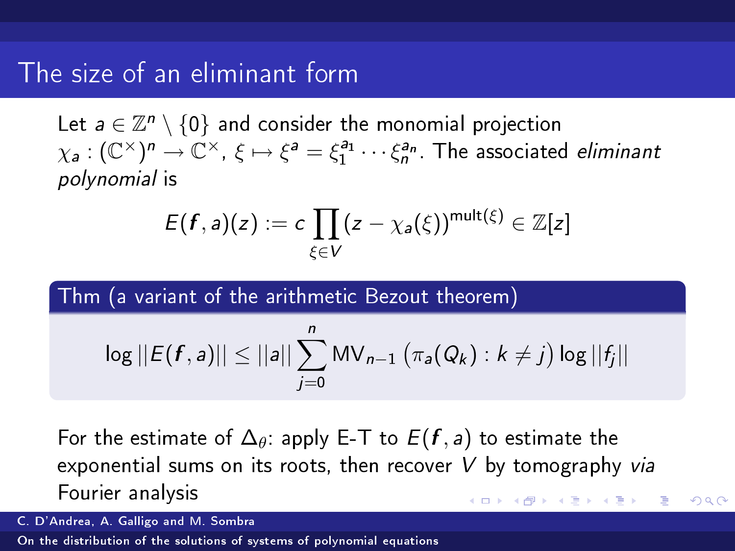# The size of an eliminant form

Let $a \in \mathbb{Z}^n \setminus \{0\}$ and consider the monomial projection $\chi_a : (\mathbb{C}^\times)^n \to \mathbb{C}^\times$, $\xi \mapsto \xi^a = \xi_1^{a_1} \cdots \xi_n^{a_n}$. The associated *eliminant polynomial* is

$$E(\boldsymbol{f}, a)(z) := c \prod_{\xi \in V} (z - \chi_a(\xi))^{\mathrm{mult}(\xi)} \in \mathbb{Z}[z]$$

**Thm (a variant of the arithmetic Bezout theorem)**

$$\log ||E(\boldsymbol{f}, a)|| \le ||a|| \sum_{j=0}^{n} \mathrm{MV}_{n-1}\left(\pi_a(Q_k) : k \neq j\right) \log ||f_j||$$

For the estimate of $\Delta_\theta$: apply E-T to $E(\boldsymbol{f}, a)$ to estimate the exponential sums on its roots, then recover $V$ by tomography *via* Fourier analysis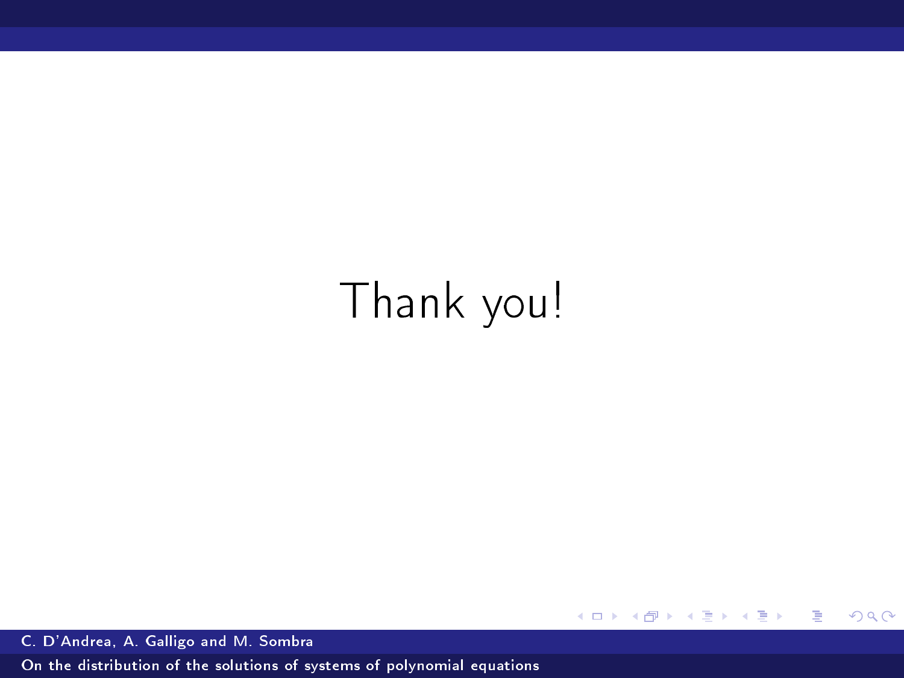Thank you!